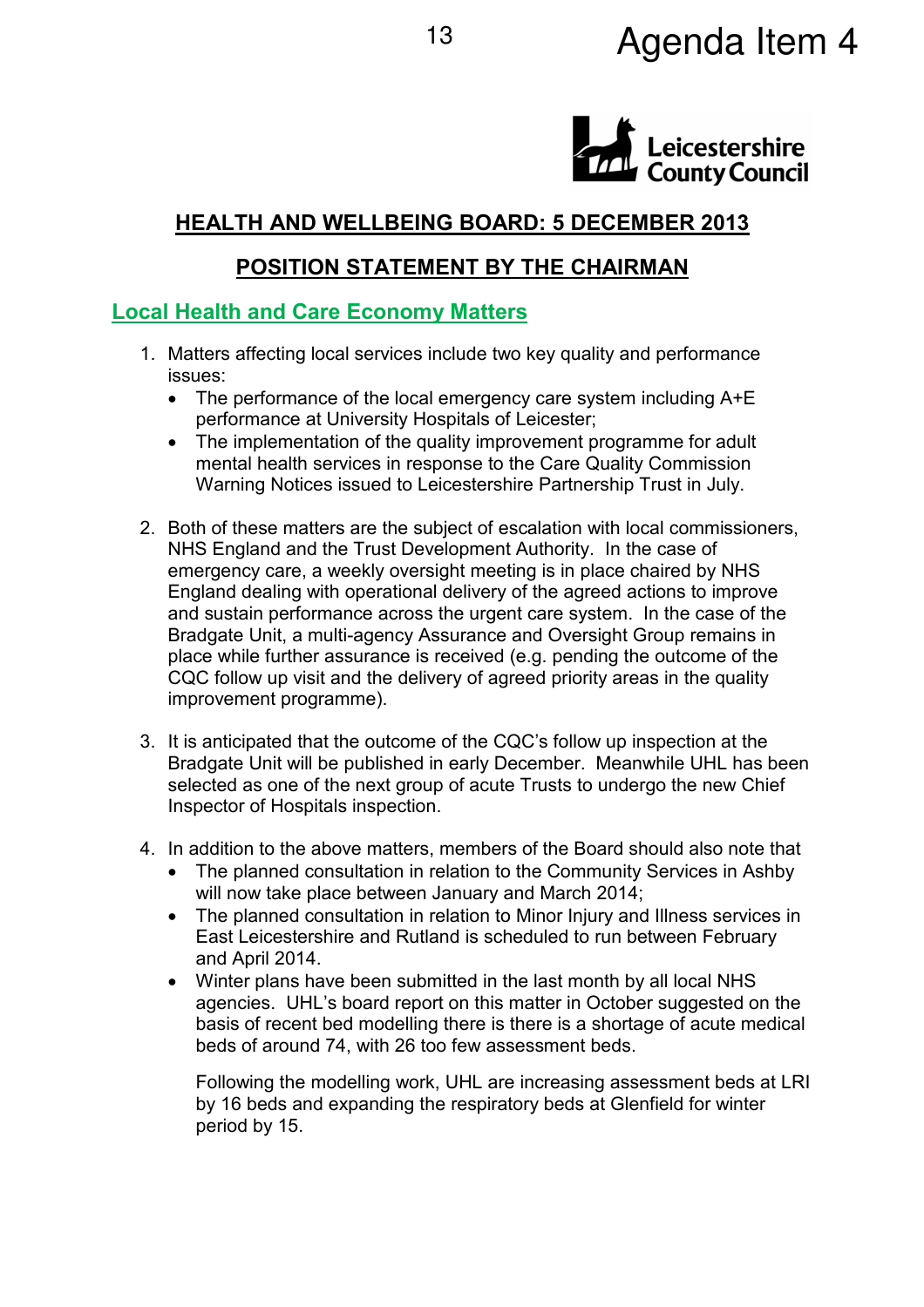Agenda Item 4

Leicestershire County Council

## HEALTH AND WELLBEING BOARD: 5 DECEMBER 2013

## POSITION STATEMENT BY THE CHAIRMAN

### Local Health and Care Economy Matters

1. Matters affecting local services include two key quality and performance issues:
   - The performance of the local emergency care system including A+E performance at University Hospitals of Leicester;
   - The implementation of the quality improvement programme for adult mental health services in response to the Care Quality Commission Warning Notices issued to Leicestershire Partnership Trust in July.

2. Both of these matters are the subject of escalation with local commissioners, NHS England and the Trust Development Authority. In the case of emergency care, a weekly oversight meeting is in place chaired by NHS England dealing with operational delivery of the agreed actions to improve and sustain performance across the urgent care system. In the case of the Bradgate Unit, a multi-agency Assurance and Oversight Group remains in place while further assurance is received (e.g. pending the outcome of the CQC follow up visit and the delivery of agreed priority areas in the quality improvement programme).

3. It is anticipated that the outcome of the CQC's follow up inspection at the Bradgate Unit will be published in early December. Meanwhile UHL has been selected as one of the next group of acute Trusts to undergo the new Chief Inspector of Hospitals inspection.

4. In addition to the above matters, members of the Board should also note that
   - The planned consultation in relation to the Community Services in Ashby will now take place between January and March 2014;
   - The planned consultation in relation to Minor Injury and Illness services in East Leicestershire and Rutland is scheduled to run between February and April 2014.
   - Winter plans have been submitted in the last month by all local NHS agencies. UHL's board report on this matter in October suggested on the basis of recent bed modelling there is there is a shortage of acute medical beds of around 74, with 26 too few assessment beds.

     Following the modelling work, UHL are increasing assessment beds at LRI by 16 beds and expanding the respiratory beds at Glenfield for winter period by 15.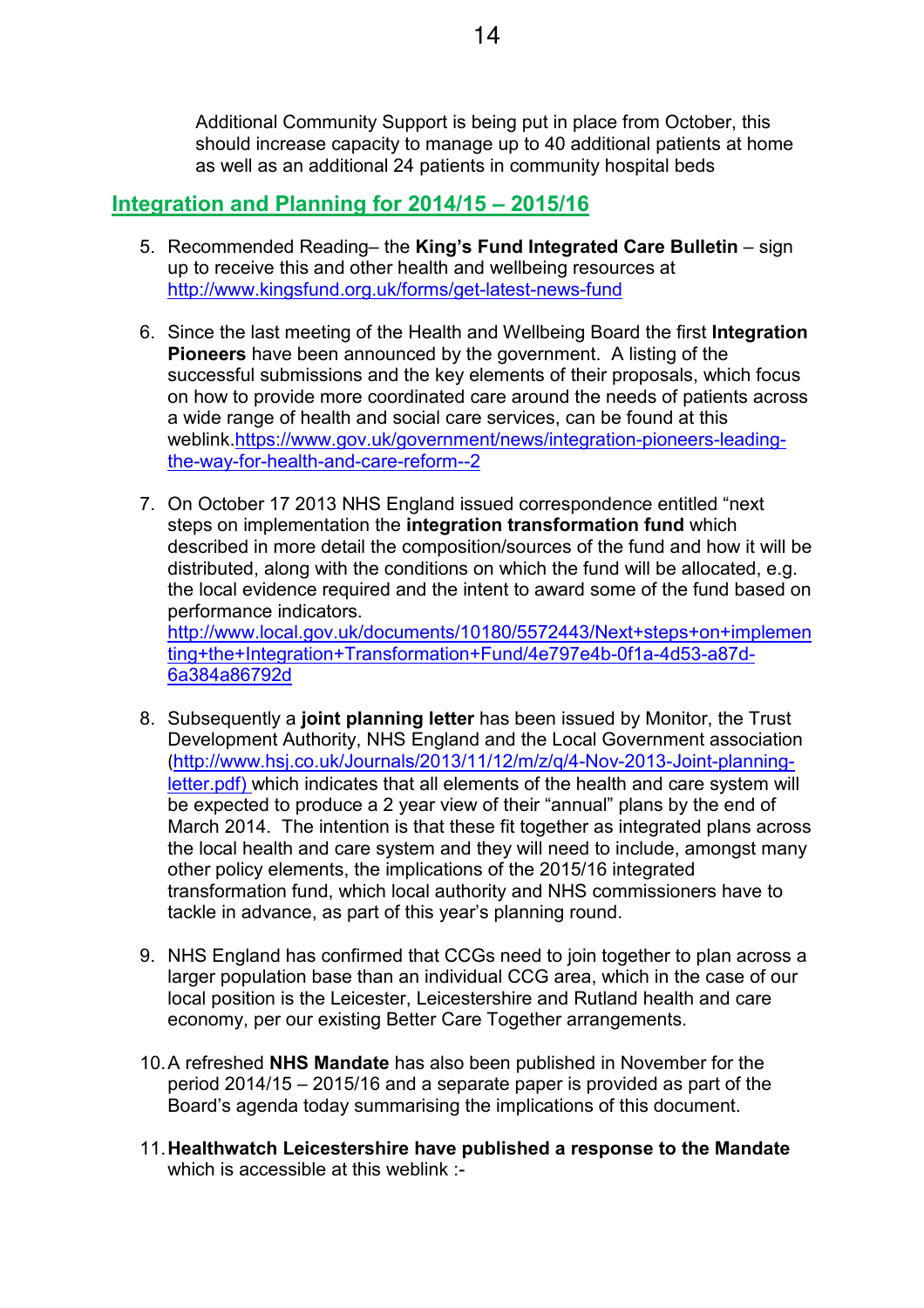Additional Community Support is being put in place from October, this should increase capacity to manage up to 40 additional patients at home as well as an additional 24 patients in community hospital beds

## Integration and Planning for 2014/15 – 2015/16

5. Recommended Reading– the **King's Fund Integrated Care Bulletin** – sign up to receive this and other health and wellbeing resources at http://www.kingsfund.org.uk/forms/get-latest-news-fund

6. Since the last meeting of the Health and Wellbeing Board the first **Integration Pioneers** have been announced by the government. A listing of the successful submissions and the key elements of their proposals, which focus on how to provide more coordinated care around the needs of patients across a wide range of health and social care services, can be found at this weblink.https://www.gov.uk/government/news/integration-pioneers-leading-the-way-for-health-and-care-reform--2

7. On October 17 2013 NHS England issued correspondence entitled "next steps on implementation the **integration transformation fund** which described in more detail the composition/sources of the fund and how it will be distributed, along with the conditions on which the fund will be allocated, e.g. the local evidence required and the intent to award some of the fund based on performance indicators.
http://www.local.gov.uk/documents/10180/5572443/Next+steps+on+implementing+the+Integration+Transformation+Fund/4e797e4b-0f1a-4d53-a87d-6a384a86792d

8. Subsequently a **joint planning letter** has been issued by Monitor, the Trust Development Authority, NHS England and the Local Government association (http://www.hsj.co.uk/Journals/2013/11/12/m/z/q/4-Nov-2013-Joint-planning-letter.pdf) which indicates that all elements of the health and care system will be expected to produce a 2 year view of their "annual" plans by the end of March 2014. The intention is that these fit together as integrated plans across the local health and care system and they will need to include, amongst many other policy elements, the implications of the 2015/16 integrated transformation fund, which local authority and NHS commissioners have to tackle in advance, as part of this year's planning round.

9. NHS England has confirmed that CCGs need to join together to plan across a larger population base than an individual CCG area, which in the case of our local position is the Leicester, Leicestershire and Rutland health and care economy, per our existing Better Care Together arrangements.

10. A refreshed **NHS Mandate** has also been published in November for the period 2014/15 – 2015/16 and a separate paper is provided as part of the Board's agenda today summarising the implications of this document.

11. **Healthwatch Leicestershire have published a response to the Mandate** which is accessible at this weblink :-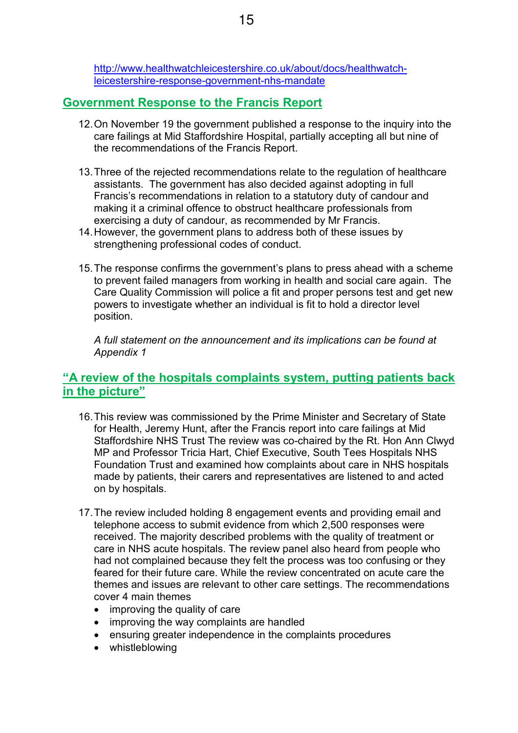http://www.healthwatchleicestershire.co.uk/about/docs/healthwatch-leicestershire-response-government-nhs-mandate

## Government Response to the Francis Report

12. On November 19 the government published a response to the inquiry into the care failings at Mid Staffordshire Hospital, partially accepting all but nine of the recommendations of the Francis Report.

13. Three of the rejected recommendations relate to the regulation of healthcare assistants. The government has also decided against adopting in full Francis's recommendations in relation to a statutory duty of candour and making it a criminal offence to obstruct healthcare professionals from exercising a duty of candour, as recommended by Mr Francis.
14. However, the government plans to address both of these issues by strengthening professional codes of conduct.

15. The response confirms the government's plans to press ahead with a scheme to prevent failed managers from working in health and social care again. The Care Quality Commission will police a fit and proper persons test and get new powers to investigate whether an individual is fit to hold a director level position.

*A full statement on the announcement and its implications can be found at Appendix 1*

## "A review of the hospitals complaints system, putting patients back in the picture"

16. This review was commissioned by the Prime Minister and Secretary of State for Health, Jeremy Hunt, after the Francis report into care failings at Mid Staffordshire NHS Trust The review was co-chaired by the Rt. Hon Ann Clwyd MP and Professor Tricia Hart, Chief Executive, South Tees Hospitals NHS Foundation Trust and examined how complaints about care in NHS hospitals made by patients, their carers and representatives are listened to and acted on by hospitals.

17. The review included holding 8 engagement events and providing email and telephone access to submit evidence from which 2,500 responses were received. The majority described problems with the quality of treatment or care in NHS acute hospitals. The review panel also heard from people who had not complained because they felt the process was too confusing or they feared for their future care. While the review concentrated on acute care the themes and issues are relevant to other care settings. The recommendations cover 4 main themes
    - improving the quality of care
    - improving the way complaints are handled
    - ensuring greater independence in the complaints procedures
    - whistleblowing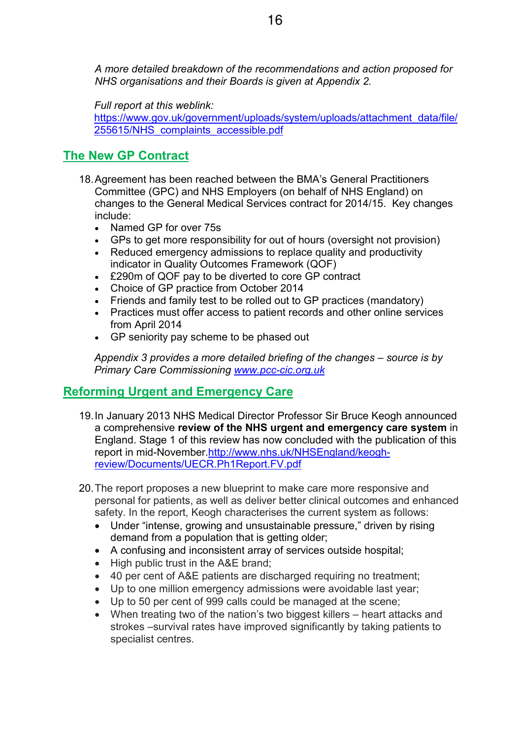*A more detailed breakdown of the recommendations and action proposed for NHS organisations and their Boards is given at Appendix 2.*

*Full report at this weblink:* [https://www.gov.uk/government/uploads/system/uploads/attachment_data/file/255615/NHS_complaints_accessible.pdf](https://www.gov.uk/government/uploads/system/uploads/attachment_data/file/255615/NHS_complaints_accessible.pdf)

## The New GP Contract

18. Agreement has been reached between the BMA's General Practitioners Committee (GPC) and NHS Employers (on behalf of NHS England) on changes to the General Medical Services contract for 2014/15. Key changes include:
    - Named GP for over 75s
    - GPs to get more responsibility for out of hours (oversight not provision)
    - Reduced emergency admissions to replace quality and productivity indicator in Quality Outcomes Framework (QOF)
    - £290m of QOF pay to be diverted to core GP contract
    - Choice of GP practice from October 2014
    - Friends and family test to be rolled out to GP practices (mandatory)
    - Practices must offer access to patient records and other online services from April 2014
    - GP seniority pay scheme to be phased out

    *Appendix 3 provides a more detailed briefing of the changes – source is by Primary Care Commissioning [www.pcc-cic.org.uk](http://www.pcc-cic.org.uk)*

## Reforming Urgent and Emergency Care

19. In January 2013 NHS Medical Director Professor Sir Bruce Keogh announced a comprehensive **review of the NHS urgent and emergency care system** in England. Stage 1 of this review has now concluded with the publication of this report in mid-November.[http://www.nhs.uk/NHSEngland/keogh-review/Documents/UECR.Ph1Report.FV.pdf](http://www.nhs.uk/NHSEngland/keogh-review/Documents/UECR.Ph1Report.FV.pdf)

20. The report proposes a new blueprint to make care more responsive and personal for patients, as well as deliver better clinical outcomes and enhanced safety. In the report, Keogh characterises the current system as follows:
    - Under "intense, growing and unsustainable pressure," driven by rising demand from a population that is getting older;
    - A confusing and inconsistent array of services outside hospital;
    - High public trust in the A&E brand;
    - 40 per cent of A&E patients are discharged requiring no treatment;
    - Up to one million emergency admissions were avoidable last year;
    - Up to 50 per cent of 999 calls could be managed at the scene;
    - When treating two of the nation's two biggest killers – heart attacks and strokes –survival rates have improved significantly by taking patients to specialist centres.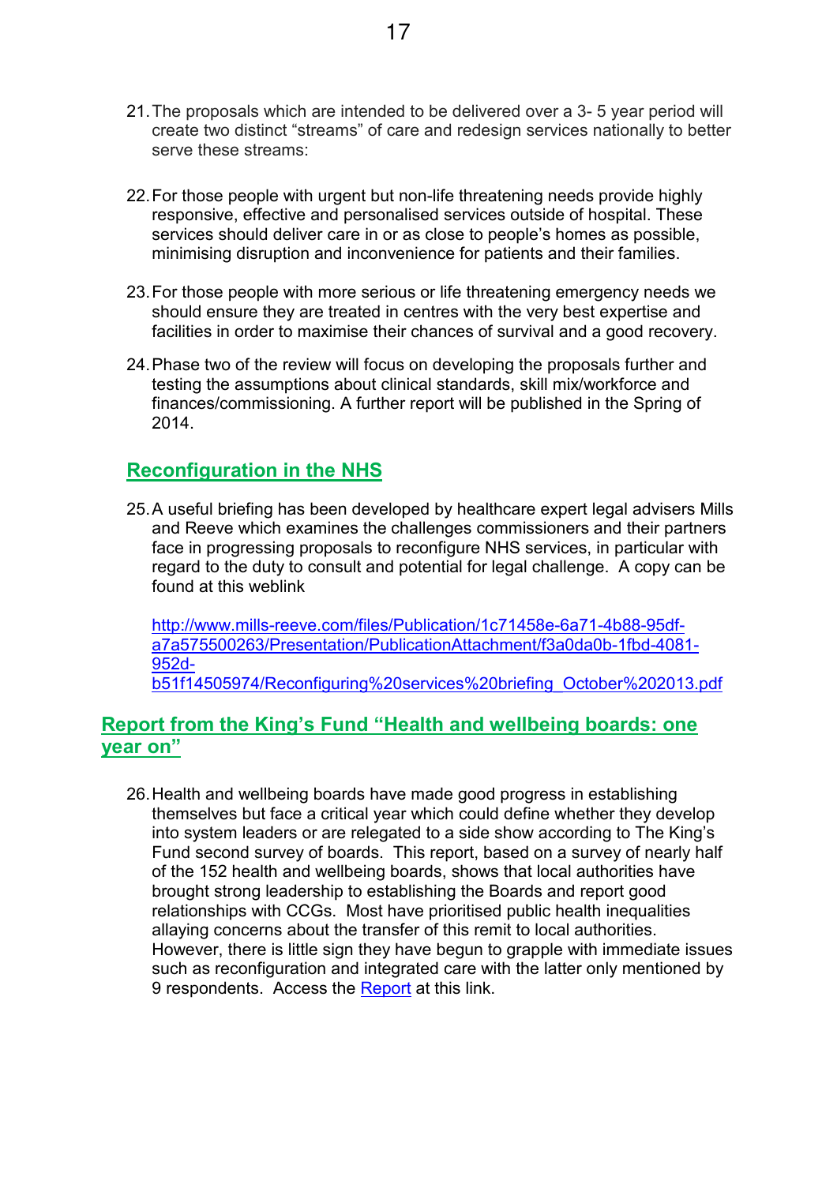21. The proposals which are intended to be delivered over a 3- 5 year period will create two distinct "streams" of care and redesign services nationally to better serve these streams:

22. For those people with urgent but non-life threatening needs provide highly responsive, effective and personalised services outside of hospital. These services should deliver care in or as close to people's homes as possible, minimising disruption and inconvenience for patients and their families.

23. For those people with more serious or life threatening emergency needs we should ensure they are treated in centres with the very best expertise and facilities in order to maximise their chances of survival and a good recovery.

24. Phase two of the review will focus on developing the proposals further and testing the assumptions about clinical standards, skill mix/workforce and finances/commissioning. A further report will be published in the Spring of 2014.

## Reconfiguration in the NHS

25. A useful briefing has been developed by healthcare expert legal advisers Mills and Reeve which examines the challenges commissioners and their partners face in progressing proposals to reconfigure NHS services, in particular with regard to the duty to consult and potential for legal challenge. A copy can be found at this weblink

    http://www.mills-reeve.com/files/Publication/1c71458e-6a71-4b88-95df-a7a575500263/Presentation/PublicationAttachment/f3a0da0b-1fbd-4081-952d-b51f14505974/Reconfiguring%20services%20briefing_October%202013.pdf

## Report from the King's Fund "Health and wellbeing boards: one year on"

26. Health and wellbeing boards have made good progress in establishing themselves but face a critical year which could define whether they develop into system leaders or are relegated to a side show according to The King's Fund second survey of boards. This report, based on a survey of nearly half of the 152 health and wellbeing boards, shows that local authorities have brought strong leadership to establishing the Boards and report good relationships with CCGs. Most have prioritised public health inequalities allaying concerns about the transfer of this remit to local authorities. However, there is little sign they have begun to grapple with immediate issues such as reconfiguration and integrated care with the latter only mentioned by 9 respondents. Access the Report at this link.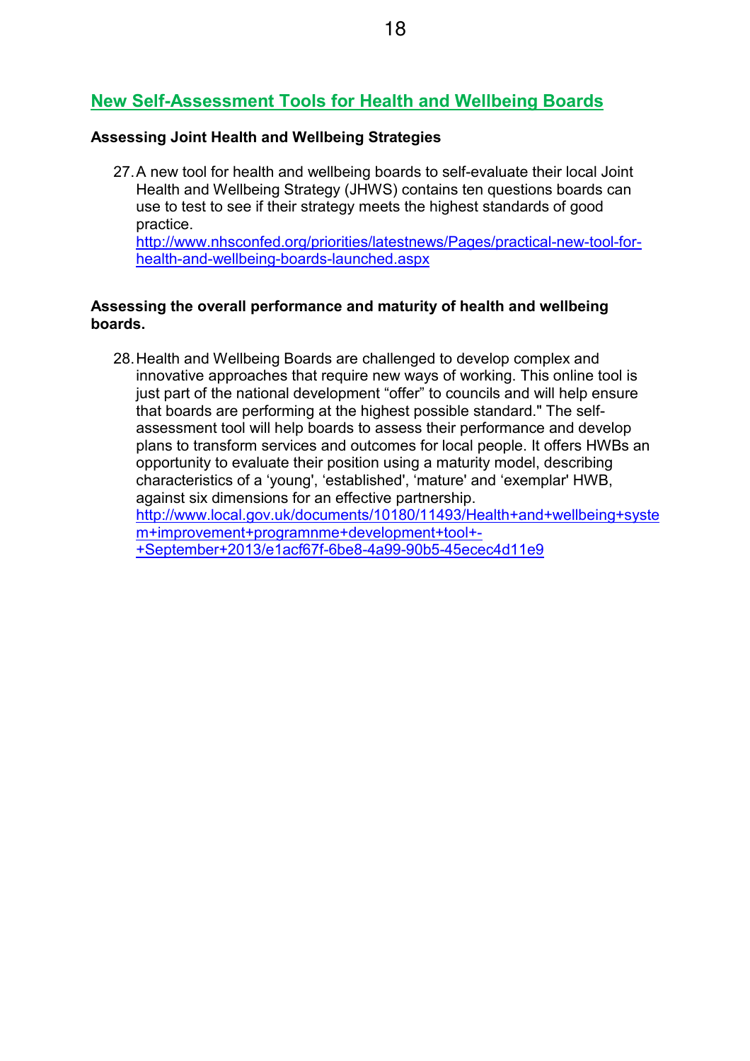## New Self-Assessment Tools for Health and Wellbeing Boards

**Assessing Joint Health and Wellbeing Strategies**

27. A new tool for health and wellbeing boards to self-evaluate their local Joint Health and Wellbeing Strategy (JHWS) contains ten questions boards can use to test to see if their strategy meets the highest standards of good practice.
http://www.nhsconfed.org/priorities/latestnews/Pages/practical-new-tool-for-health-and-wellbeing-boards-launched.aspx

**Assessing the overall performance and maturity of health and wellbeing boards.**

28. Health and Wellbeing Boards are challenged to develop complex and innovative approaches that require new ways of working. This online tool is just part of the national development "offer" to councils and will help ensure that boards are performing at the highest possible standard." The self-assessment tool will help boards to assess their performance and develop plans to transform services and outcomes for local people. It offers HWBs an opportunity to evaluate their position using a maturity model, describing characteristics of a 'young', 'established', 'mature' and 'exemplar' HWB, against six dimensions for an effective partnership.
http://www.local.gov.uk/documents/10180/11493/Health+and+wellbeing+system+improvement+programnme+development+tool+-+September+2013/e1acf67f-6be8-4a99-90b5-45ecec4d11e9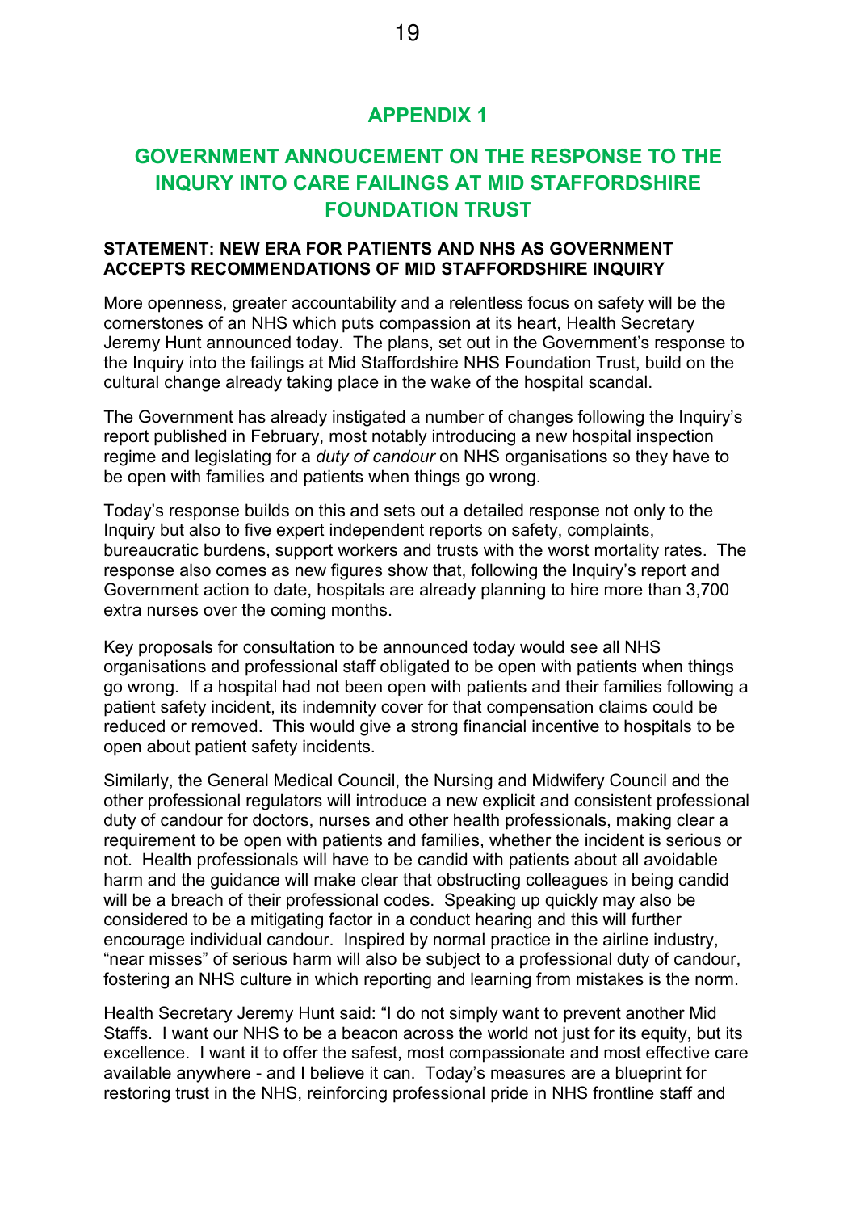## APPENDIX 1

## GOVERNMENT ANNOUCEMENT ON THE RESPONSE TO THE INQURY INTO CARE FAILINGS AT MID STAFFORDSHIRE FOUNDATION TRUST

**STATEMENT: NEW ERA FOR PATIENTS AND NHS AS GOVERNMENT ACCEPTS RECOMMENDATIONS OF MID STAFFORDSHIRE INQUIRY**

More openness, greater accountability and a relentless focus on safety will be the cornerstones of an NHS which puts compassion at its heart, Health Secretary Jeremy Hunt announced today. The plans, set out in the Government's response to the Inquiry into the failings at Mid Staffordshire NHS Foundation Trust, build on the cultural change already taking place in the wake of the hospital scandal.

The Government has already instigated a number of changes following the Inquiry's report published in February, most notably introducing a new hospital inspection regime and legislating for a *duty of candour* on NHS organisations so they have to be open with families and patients when things go wrong.

Today's response builds on this and sets out a detailed response not only to the Inquiry but also to five expert independent reports on safety, complaints, bureaucratic burdens, support workers and trusts with the worst mortality rates. The response also comes as new figures show that, following the Inquiry's report and Government action to date, hospitals are already planning to hire more than 3,700 extra nurses over the coming months.

Key proposals for consultation to be announced today would see all NHS organisations and professional staff obligated to be open with patients when things go wrong. If a hospital had not been open with patients and their families following a patient safety incident, its indemnity cover for that compensation claims could be reduced or removed. This would give a strong financial incentive to hospitals to be open about patient safety incidents.

Similarly, the General Medical Council, the Nursing and Midwifery Council and the other professional regulators will introduce a new explicit and consistent professional duty of candour for doctors, nurses and other health professionals, making clear a requirement to be open with patients and families, whether the incident is serious or not. Health professionals will have to be candid with patients about all avoidable harm and the guidance will make clear that obstructing colleagues in being candid will be a breach of their professional codes. Speaking up quickly may also be considered to be a mitigating factor in a conduct hearing and this will further encourage individual candour. Inspired by normal practice in the airline industry, "near misses" of serious harm will also be subject to a professional duty of candour, fostering an NHS culture in which reporting and learning from mistakes is the norm.

Health Secretary Jeremy Hunt said: "I do not simply want to prevent another Mid Staffs. I want our NHS to be a beacon across the world not just for its equity, but its excellence. I want it to offer the safest, most compassionate and most effective care available anywhere - and I believe it can. Today's measures are a blueprint for restoring trust in the NHS, reinforcing professional pride in NHS frontline staff and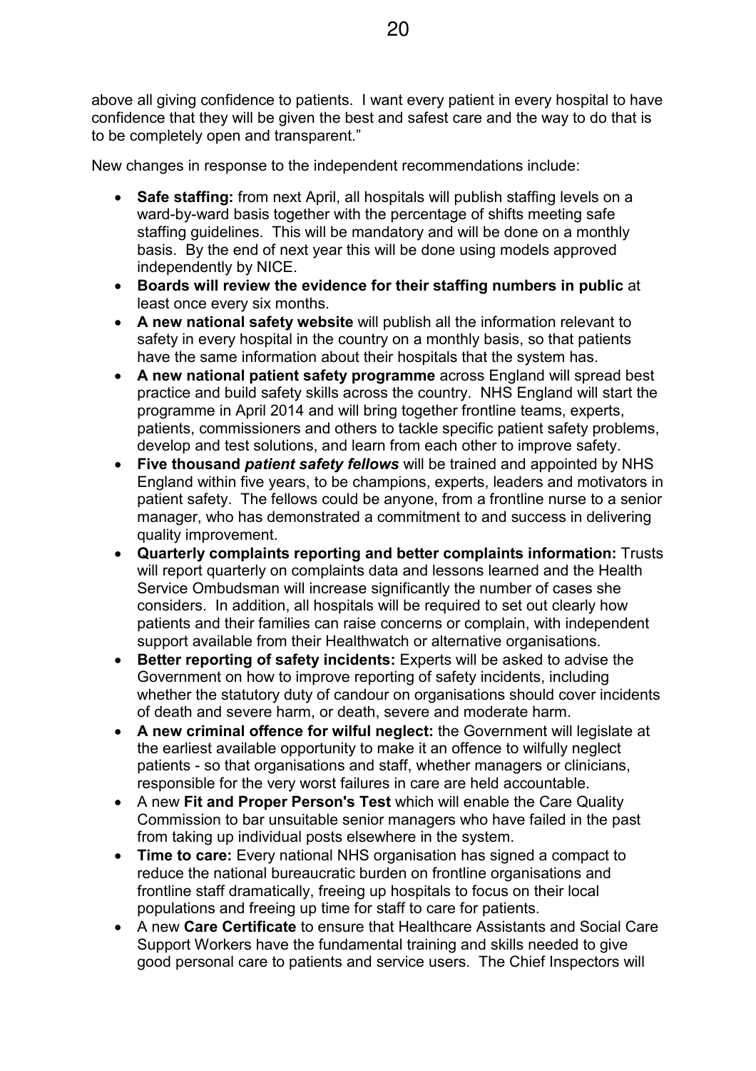above all giving confidence to patients. I want every patient in every hospital to have confidence that they will be given the best and safest care and the way to do that is to be completely open and transparent."

New changes in response to the independent recommendations include:

- **Safe staffing:** from next April, all hospitals will publish staffing levels on a ward-by-ward basis together with the percentage of shifts meeting safe staffing guidelines. This will be mandatory and will be done on a monthly basis. By the end of next year this will be done using models approved independently by NICE.
- **Boards will review the evidence for their staffing numbers in public** at least once every six months.
- **A new national safety website** will publish all the information relevant to safety in every hospital in the country on a monthly basis, so that patients have the same information about their hospitals that the system has.
- **A new national patient safety programme** across England will spread best practice and build safety skills across the country. NHS England will start the programme in April 2014 and will bring together frontline teams, experts, patients, commissioners and others to tackle specific patient safety problems, develop and test solutions, and learn from each other to improve safety.
- **Five thousand *patient safety fellows*** will be trained and appointed by NHS England within five years, to be champions, experts, leaders and motivators in patient safety. The fellows could be anyone, from a frontline nurse to a senior manager, who has demonstrated a commitment to and success in delivering quality improvement.
- **Quarterly complaints reporting and better complaints information:** Trusts will report quarterly on complaints data and lessons learned and the Health Service Ombudsman will increase significantly the number of cases she considers. In addition, all hospitals will be required to set out clearly how patients and their families can raise concerns or complain, with independent support available from their Healthwatch or alternative organisations.
- **Better reporting of safety incidents:** Experts will be asked to advise the Government on how to improve reporting of safety incidents, including whether the statutory duty of candour on organisations should cover incidents of death and severe harm, or death, severe and moderate harm.
- **A new criminal offence for wilful neglect:** the Government will legislate at the earliest available opportunity to make it an offence to wilfully neglect patients - so that organisations and staff, whether managers or clinicians, responsible for the very worst failures in care are held accountable.
- A new **Fit and Proper Person's Test** which will enable the Care Quality Commission to bar unsuitable senior managers who have failed in the past from taking up individual posts elsewhere in the system.
- **Time to care:** Every national NHS organisation has signed a compact to reduce the national bureaucratic burden on frontline organisations and frontline staff dramatically, freeing up hospitals to focus on their local populations and freeing up time for staff to care for patients.
- A new **Care Certificate** to ensure that Healthcare Assistants and Social Care Support Workers have the fundamental training and skills needed to give good personal care to patients and service users. The Chief Inspectors will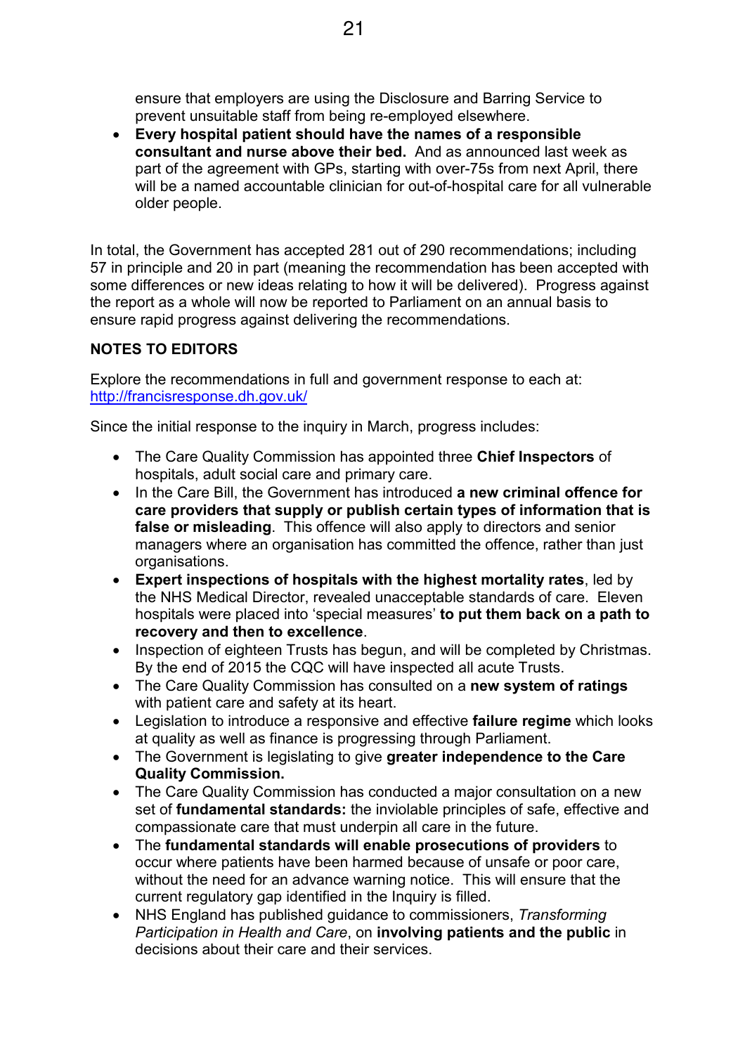ensure that employers are using the Disclosure and Barring Service to prevent unsuitable staff from being re-employed elsewhere.

- **Every hospital patient should have the names of a responsible consultant and nurse above their bed.** And as announced last week as part of the agreement with GPs, starting with over-75s from next April, there will be a named accountable clinician for out-of-hospital care for all vulnerable older people.

In total, the Government has accepted 281 out of 290 recommendations; including 57 in principle and 20 in part (meaning the recommendation has been accepted with some differences or new ideas relating to how it will be delivered). Progress against the report as a whole will now be reported to Parliament on an annual basis to ensure rapid progress against delivering the recommendations.

**NOTES TO EDITORS**

Explore the recommendations in full and government response to each at: [http://francisresponse.dh.gov.uk/](http://francisresponse.dh.gov.uk/)

Since the initial response to the inquiry in March, progress includes:

- The Care Quality Commission has appointed three **Chief Inspectors** of hospitals, adult social care and primary care.
- In the Care Bill, the Government has introduced **a new criminal offence for care providers that supply or publish certain types of information that is false or misleading**. This offence will also apply to directors and senior managers where an organisation has committed the offence, rather than just organisations.
- **Expert inspections of hospitals with the highest mortality rates**, led by the NHS Medical Director, revealed unacceptable standards of care. Eleven hospitals were placed into 'special measures' **to put them back on a path to recovery and then to excellence**.
- Inspection of eighteen Trusts has begun, and will be completed by Christmas. By the end of 2015 the CQC will have inspected all acute Trusts.
- The Care Quality Commission has consulted on a **new system of ratings** with patient care and safety at its heart.
- Legislation to introduce a responsive and effective **failure regime** which looks at quality as well as finance is progressing through Parliament.
- The Government is legislating to give **greater independence to the Care Quality Commission.**
- The Care Quality Commission has conducted a major consultation on a new set of **fundamental standards:** the inviolable principles of safe, effective and compassionate care that must underpin all care in the future.
- The **fundamental standards will enable prosecutions of providers** to occur where patients have been harmed because of unsafe or poor care, without the need for an advance warning notice. This will ensure that the current regulatory gap identified in the Inquiry is filled.
- NHS England has published guidance to commissioners, *Transforming Participation in Health and Care*, on **involving patients and the public** in decisions about their care and their services.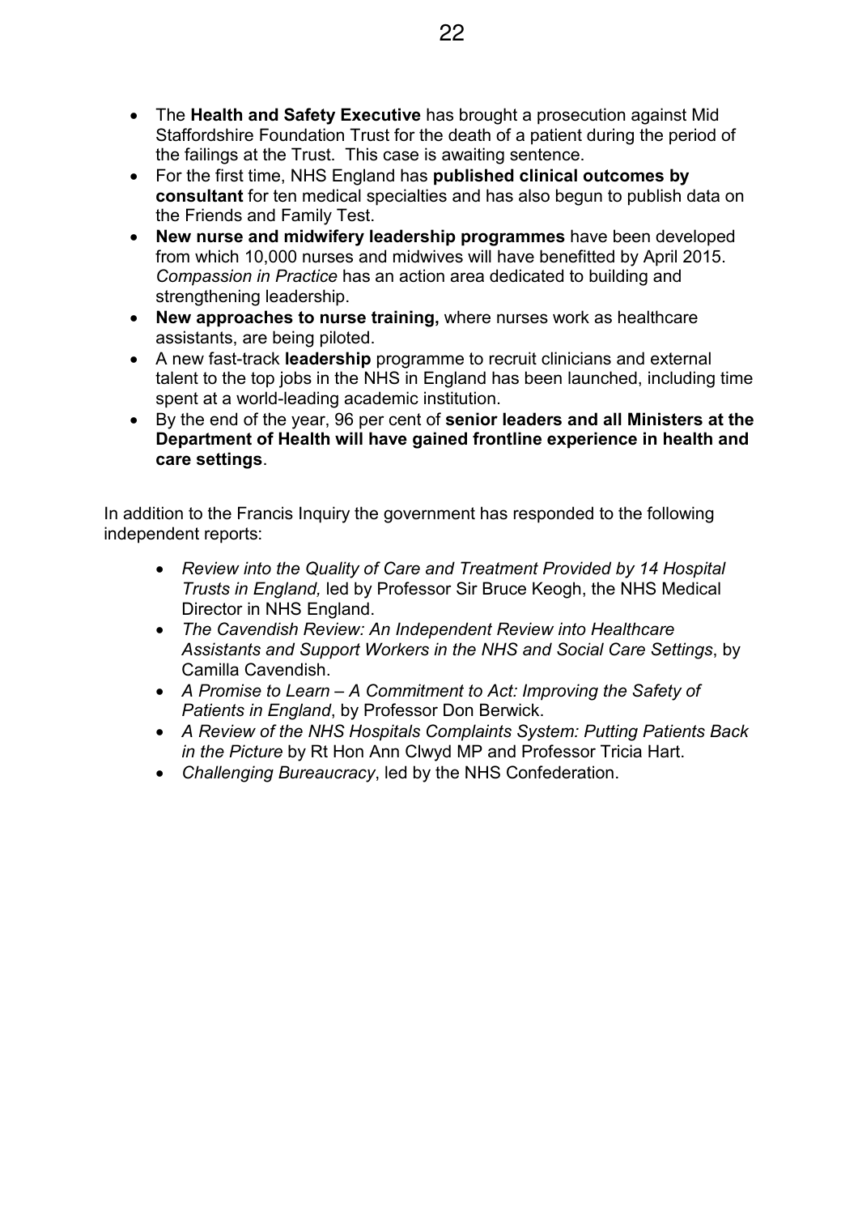- The **Health and Safety Executive** has brought a prosecution against Mid Staffordshire Foundation Trust for the death of a patient during the period of the failings at the Trust. This case is awaiting sentence.
- For the first time, NHS England has **published clinical outcomes by consultant** for ten medical specialties and has also begun to publish data on the Friends and Family Test.
- **New nurse and midwifery leadership programmes** have been developed from which 10,000 nurses and midwives will have benefitted by April 2015. *Compassion in Practice* has an action area dedicated to building and strengthening leadership.
- **New approaches to nurse training,** where nurses work as healthcare assistants, are being piloted.
- A new fast-track **leadership** programme to recruit clinicians and external talent to the top jobs in the NHS in England has been launched, including time spent at a world-leading academic institution.
- By the end of the year, 96 per cent of **senior leaders and all Ministers at the Department of Health will have gained frontline experience in health and care settings**.

In addition to the Francis Inquiry the government has responded to the following independent reports:

- *Review into the Quality of Care and Treatment Provided by 14 Hospital Trusts in England,* led by Professor Sir Bruce Keogh, the NHS Medical Director in NHS England.
- *The Cavendish Review: An Independent Review into Healthcare Assistants and Support Workers in the NHS and Social Care Settings*, by Camilla Cavendish.
- *A Promise to Learn – A Commitment to Act: Improving the Safety of Patients in England*, by Professor Don Berwick.
- *A Review of the NHS Hospitals Complaints System: Putting Patients Back in the Picture* by Rt Hon Ann Clwyd MP and Professor Tricia Hart.
- *Challenging Bureaucracy*, led by the NHS Confederation.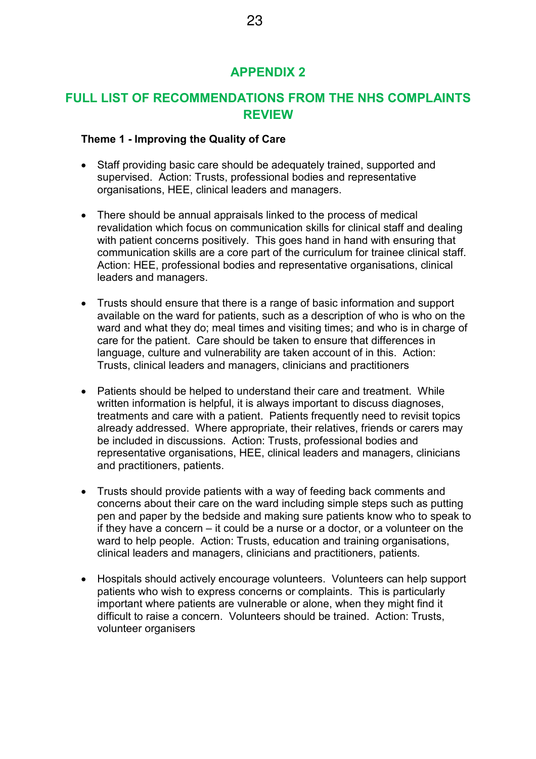# APPENDIX 2

## FULL LIST OF RECOMMENDATIONS FROM THE NHS COMPLAINTS REVIEW

**Theme 1 - Improving the Quality of Care**

- Staff providing basic care should be adequately trained, supported and supervised. Action: Trusts, professional bodies and representative organisations, HEE, clinical leaders and managers.

- There should be annual appraisals linked to the process of medical revalidation which focus on communication skills for clinical staff and dealing with patient concerns positively. This goes hand in hand with ensuring that communication skills are a core part of the curriculum for trainee clinical staff. Action: HEE, professional bodies and representative organisations, clinical leaders and managers.

- Trusts should ensure that there is a range of basic information and support available on the ward for patients, such as a description of who is who on the ward and what they do; meal times and visiting times; and who is in charge of care for the patient. Care should be taken to ensure that differences in language, culture and vulnerability are taken account of in this. Action: Trusts, clinical leaders and managers, clinicians and practitioners

- Patients should be helped to understand their care and treatment. While written information is helpful, it is always important to discuss diagnoses, treatments and care with a patient. Patients frequently need to revisit topics already addressed. Where appropriate, their relatives, friends or carers may be included in discussions. Action: Trusts, professional bodies and representative organisations, HEE, clinical leaders and managers, clinicians and practitioners, patients.

- Trusts should provide patients with a way of feeding back comments and concerns about their care on the ward including simple steps such as putting pen and paper by the bedside and making sure patients know who to speak to if they have a concern – it could be a nurse or a doctor, or a volunteer on the ward to help people. Action: Trusts, education and training organisations, clinical leaders and managers, clinicians and practitioners, patients.

- Hospitals should actively encourage volunteers. Volunteers can help support patients who wish to express concerns or complaints. This is particularly important where patients are vulnerable or alone, when they might find it difficult to raise a concern. Volunteers should be trained. Action: Trusts, volunteer organisers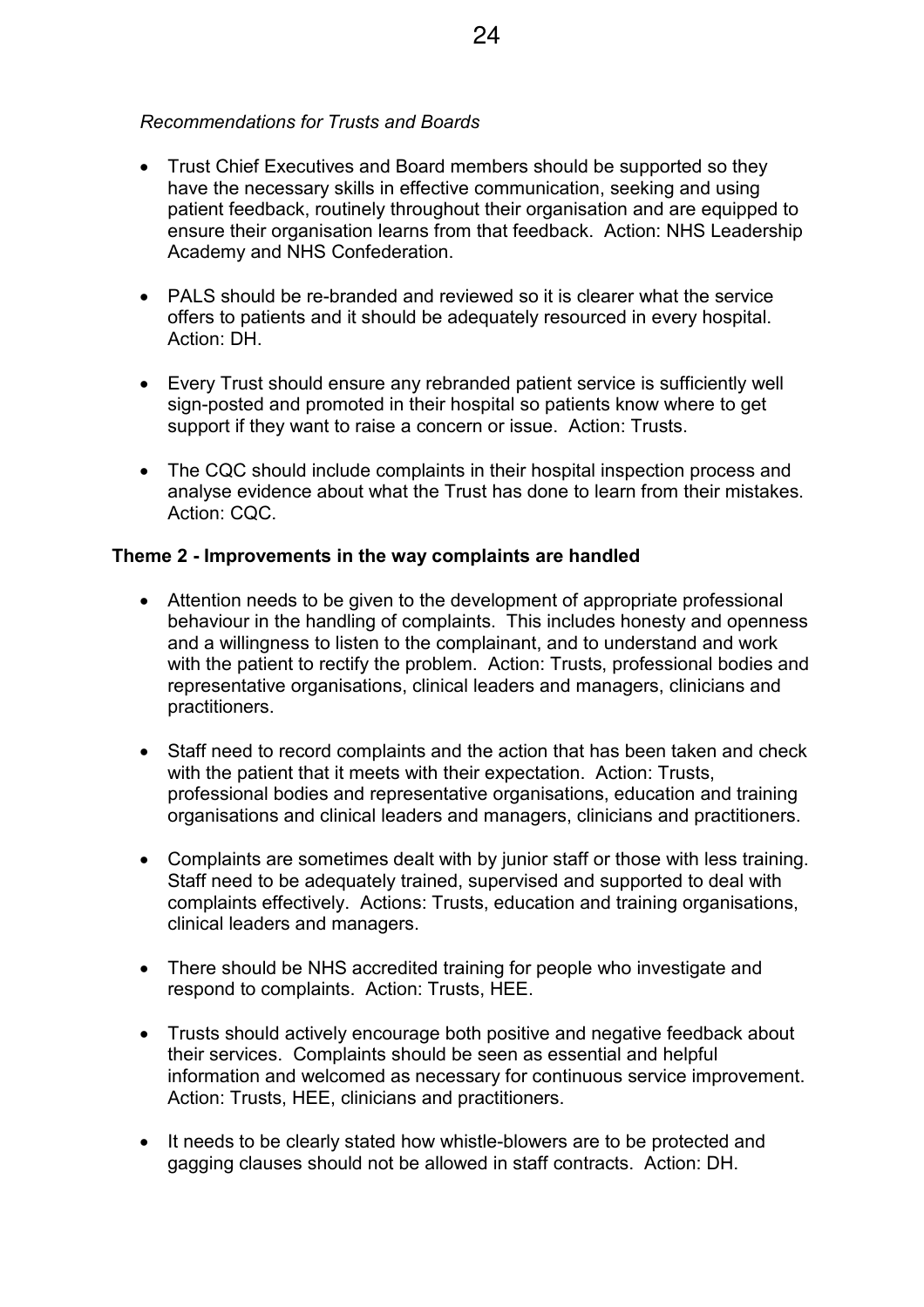*Recommendations for Trusts and Boards*

- Trust Chief Executives and Board members should be supported so they have the necessary skills in effective communication, seeking and using patient feedback, routinely throughout their organisation and are equipped to ensure their organisation learns from that feedback. Action: NHS Leadership Academy and NHS Confederation.

- PALS should be re-branded and reviewed so it is clearer what the service offers to patients and it should be adequately resourced in every hospital. Action: DH.

- Every Trust should ensure any rebranded patient service is sufficiently well sign-posted and promoted in their hospital so patients know where to get support if they want to raise a concern or issue. Action: Trusts.

- The CQC should include complaints in their hospital inspection process and analyse evidence about what the Trust has done to learn from their mistakes. Action: CQC.

**Theme 2 - Improvements in the way complaints are handled**

- Attention needs to be given to the development of appropriate professional behaviour in the handling of complaints. This includes honesty and openness and a willingness to listen to the complainant, and to understand and work with the patient to rectify the problem. Action: Trusts, professional bodies and representative organisations, clinical leaders and managers, clinicians and practitioners.

- Staff need to record complaints and the action that has been taken and check with the patient that it meets with their expectation. Action: Trusts, professional bodies and representative organisations, education and training organisations and clinical leaders and managers, clinicians and practitioners.

- Complaints are sometimes dealt with by junior staff or those with less training. Staff need to be adequately trained, supervised and supported to deal with complaints effectively. Actions: Trusts, education and training organisations, clinical leaders and managers.

- There should be NHS accredited training for people who investigate and respond to complaints. Action: Trusts, HEE.

- Trusts should actively encourage both positive and negative feedback about their services. Complaints should be seen as essential and helpful information and welcomed as necessary for continuous service improvement. Action: Trusts, HEE, clinicians and practitioners.

- It needs to be clearly stated how whistle-blowers are to be protected and gagging clauses should not be allowed in staff contracts. Action: DH.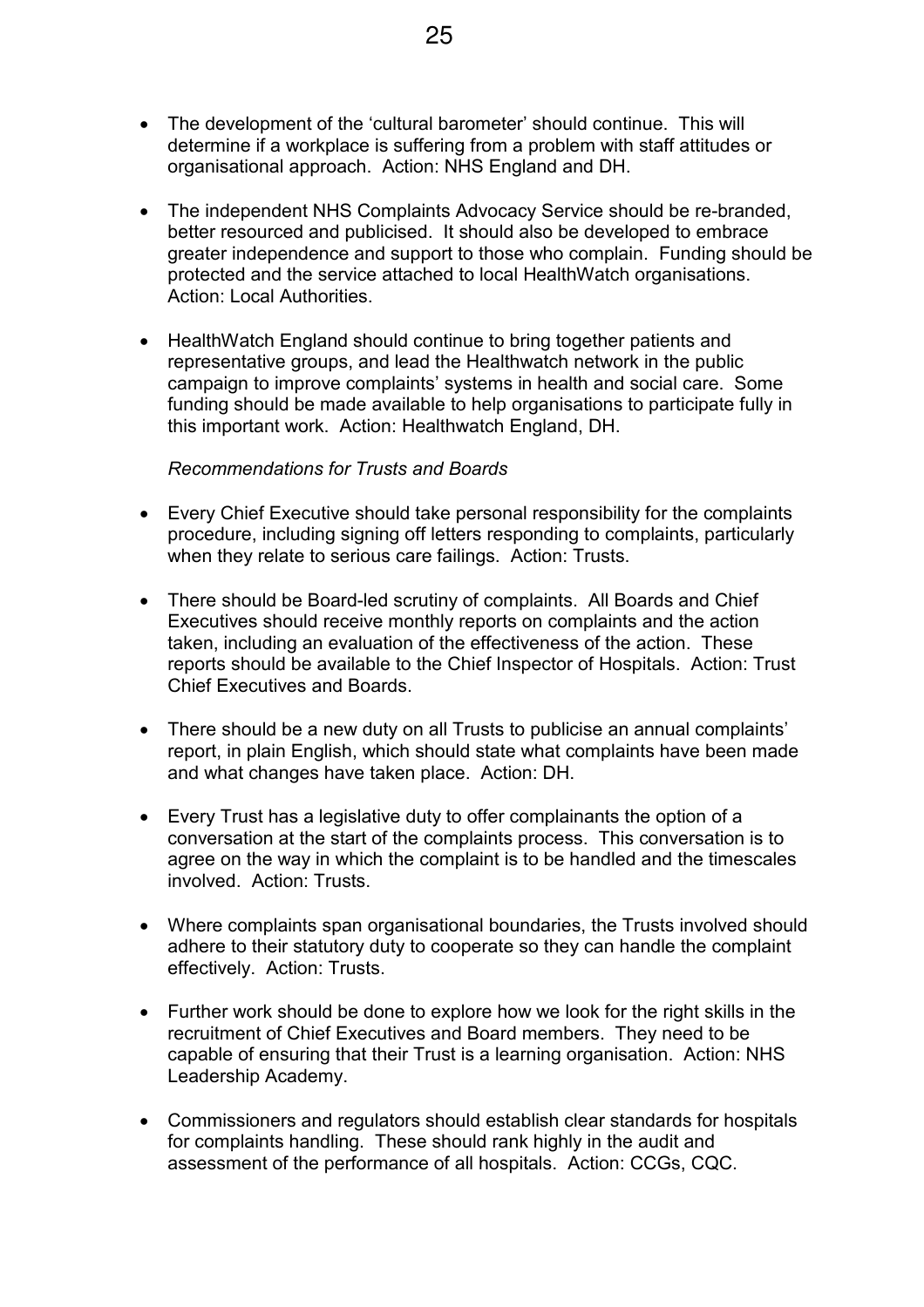- The development of the 'cultural barometer' should continue. This will determine if a workplace is suffering from a problem with staff attitudes or organisational approach. Action: NHS England and DH.

- The independent NHS Complaints Advocacy Service should be re-branded, better resourced and publicised. It should also be developed to embrace greater independence and support to those who complain. Funding should be protected and the service attached to local HealthWatch organisations. Action: Local Authorities.

- HealthWatch England should continue to bring together patients and representative groups, and lead the Healthwatch network in the public campaign to improve complaints' systems in health and social care. Some funding should be made available to help organisations to participate fully in this important work. Action: Healthwatch England, DH.

*Recommendations for Trusts and Boards*

- Every Chief Executive should take personal responsibility for the complaints procedure, including signing off letters responding to complaints, particularly when they relate to serious care failings. Action: Trusts.

- There should be Board-led scrutiny of complaints. All Boards and Chief Executives should receive monthly reports on complaints and the action taken, including an evaluation of the effectiveness of the action. These reports should be available to the Chief Inspector of Hospitals. Action: Trust Chief Executives and Boards.

- There should be a new duty on all Trusts to publicise an annual complaints' report, in plain English, which should state what complaints have been made and what changes have taken place. Action: DH.

- Every Trust has a legislative duty to offer complainants the option of a conversation at the start of the complaints process. This conversation is to agree on the way in which the complaint is to be handled and the timescales involved. Action: Trusts.

- Where complaints span organisational boundaries, the Trusts involved should adhere to their statutory duty to cooperate so they can handle the complaint effectively. Action: Trusts.

- Further work should be done to explore how we look for the right skills in the recruitment of Chief Executives and Board members. They need to be capable of ensuring that their Trust is a learning organisation. Action: NHS Leadership Academy.

- Commissioners and regulators should establish clear standards for hospitals for complaints handling. These should rank highly in the audit and assessment of the performance of all hospitals. Action: CCGs, CQC.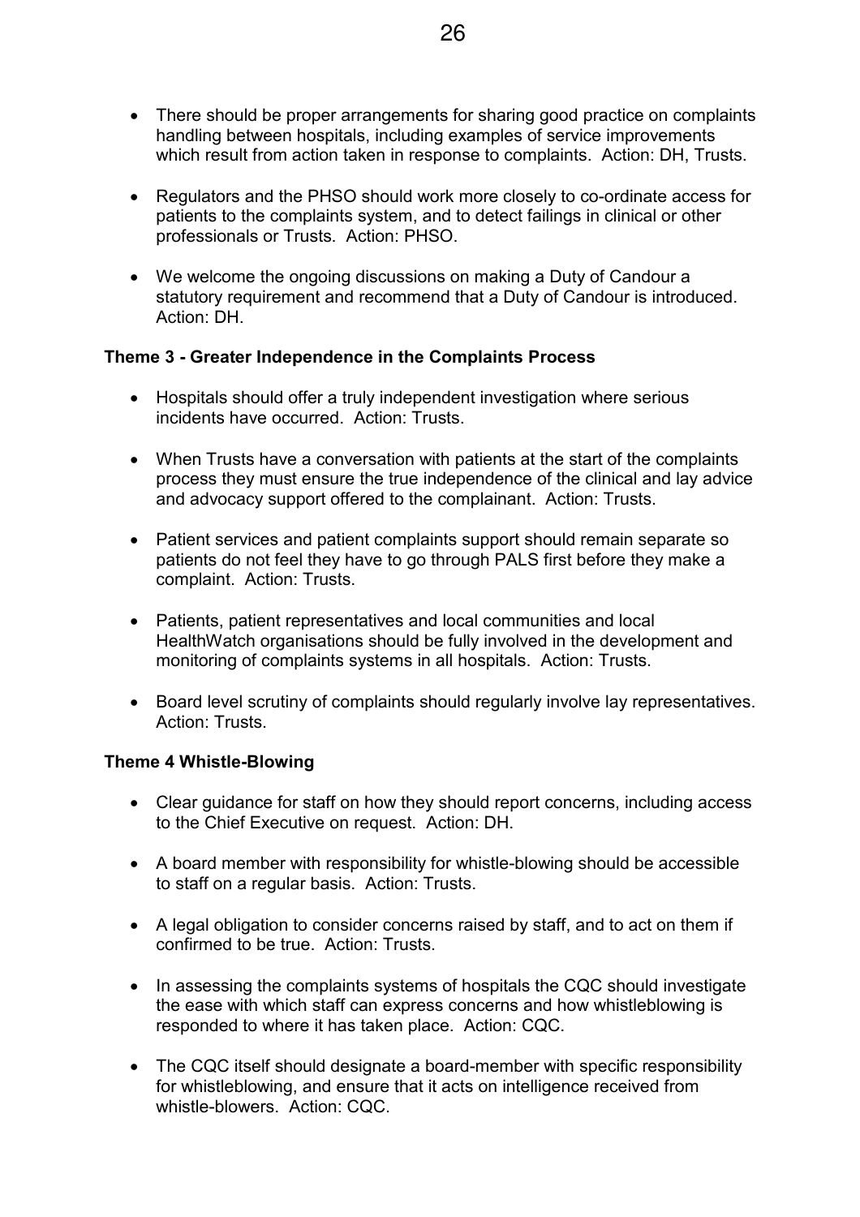- There should be proper arrangements for sharing good practice on complaints handling between hospitals, including examples of service improvements which result from action taken in response to complaints. Action: DH, Trusts.

- Regulators and the PHSO should work more closely to co-ordinate access for patients to the complaints system, and to detect failings in clinical or other professionals or Trusts. Action: PHSO.

- We welcome the ongoing discussions on making a Duty of Candour a statutory requirement and recommend that a Duty of Candour is introduced. Action: DH.

**Theme 3 - Greater Independence in the Complaints Process**

- Hospitals should offer a truly independent investigation where serious incidents have occurred. Action: Trusts.

- When Trusts have a conversation with patients at the start of the complaints process they must ensure the true independence of the clinical and lay advice and advocacy support offered to the complainant. Action: Trusts.

- Patient services and patient complaints support should remain separate so patients do not feel they have to go through PALS first before they make a complaint. Action: Trusts.

- Patients, patient representatives and local communities and local HealthWatch organisations should be fully involved in the development and monitoring of complaints systems in all hospitals. Action: Trusts.

- Board level scrutiny of complaints should regularly involve lay representatives. Action: Trusts.

**Theme 4 Whistle-Blowing**

- Clear guidance for staff on how they should report concerns, including access to the Chief Executive on request. Action: DH.

- A board member with responsibility for whistle-blowing should be accessible to staff on a regular basis. Action: Trusts.

- A legal obligation to consider concerns raised by staff, and to act on them if confirmed to be true. Action: Trusts.

- In assessing the complaints systems of hospitals the CQC should investigate the ease with which staff can express concerns and how whistleblowing is responded to where it has taken place. Action: CQC.

- The CQC itself should designate a board-member with specific responsibility for whistleblowing, and ensure that it acts on intelligence received from whistle-blowers. Action: CQC.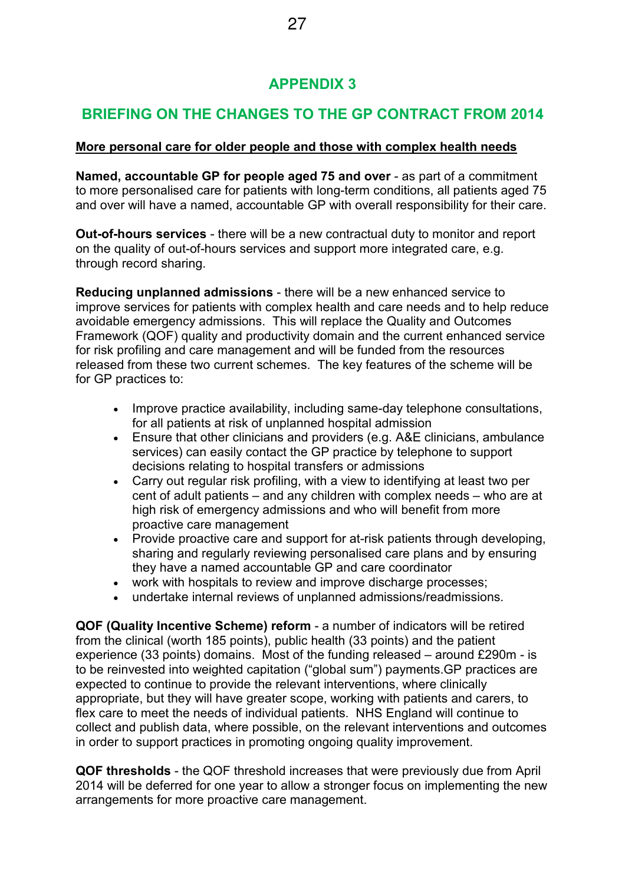# APPENDIX 3

## BRIEFING ON THE CHANGES TO THE GP CONTRACT FROM 2014

**More personal care for older people and those with complex health needs**

**Named, accountable GP for people aged 75 and over** - as part of a commitment to more personalised care for patients with long-term conditions, all patients aged 75 and over will have a named, accountable GP with overall responsibility for their care.

**Out-of-hours services** - there will be a new contractual duty to monitor and report on the quality of out-of-hours services and support more integrated care, e.g. through record sharing.

**Reducing unplanned admissions** - there will be a new enhanced service to improve services for patients with complex health and care needs and to help reduce avoidable emergency admissions. This will replace the Quality and Outcomes Framework (QOF) quality and productivity domain and the current enhanced service for risk profiling and care management and will be funded from the resources released from these two current schemes. The key features of the scheme will be for GP practices to:

- Improve practice availability, including same-day telephone consultations, for all patients at risk of unplanned hospital admission
- Ensure that other clinicians and providers (e.g. A&E clinicians, ambulance services) can easily contact the GP practice by telephone to support decisions relating to hospital transfers or admissions
- Carry out regular risk profiling, with a view to identifying at least two per cent of adult patients – and any children with complex needs – who are at high risk of emergency admissions and who will benefit from more proactive care management
- Provide proactive care and support for at-risk patients through developing, sharing and regularly reviewing personalised care plans and by ensuring they have a named accountable GP and care coordinator
- work with hospitals to review and improve discharge processes;
- undertake internal reviews of unplanned admissions/readmissions.

**QOF (Quality Incentive Scheme) reform** - a number of indicators will be retired from the clinical (worth 185 points), public health (33 points) and the patient experience (33 points) domains. Most of the funding released – around £290m - is to be reinvested into weighted capitation ("global sum") payments.GP practices are expected to continue to provide the relevant interventions, where clinically appropriate, but they will have greater scope, working with patients and carers, to flex care to meet the needs of individual patients. NHS England will continue to collect and publish data, where possible, on the relevant interventions and outcomes in order to support practices in promoting ongoing quality improvement.

**QOF thresholds** - the QOF threshold increases that were previously due from April 2014 will be deferred for one year to allow a stronger focus on implementing the new arrangements for more proactive care management.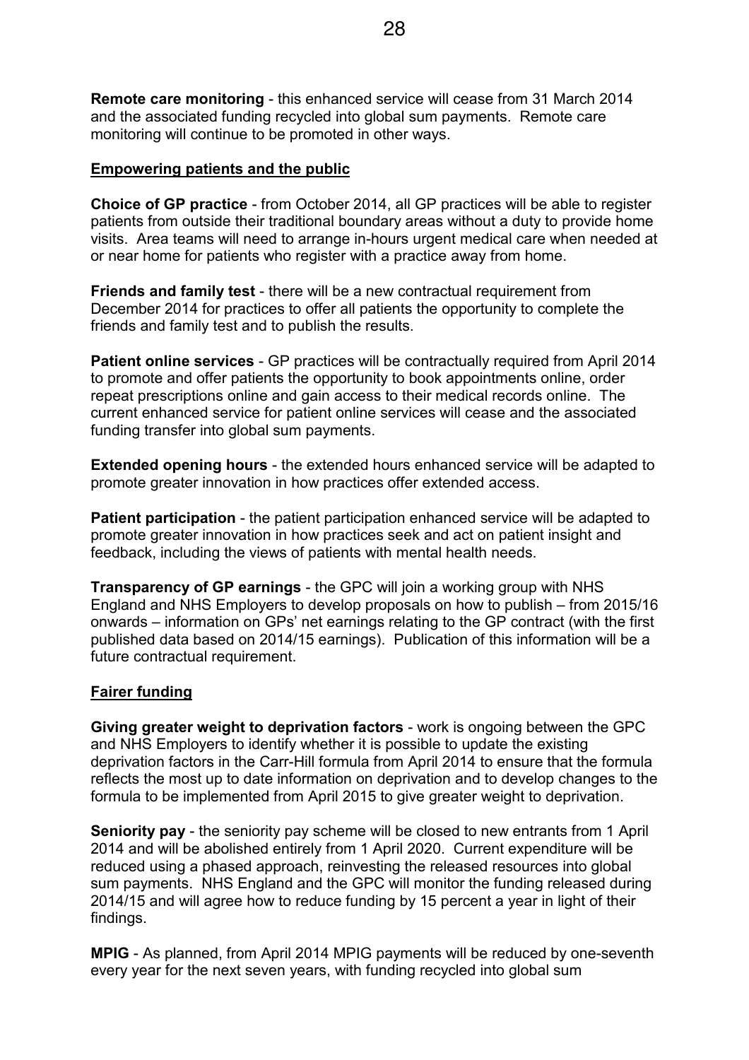**Remote care monitoring** - this enhanced service will cease from 31 March 2014 and the associated funding recycled into global sum payments. Remote care monitoring will continue to be promoted in other ways.

**Empowering patients and the public**

**Choice of GP practice** - from October 2014, all GP practices will be able to register patients from outside their traditional boundary areas without a duty to provide home visits. Area teams will need to arrange in-hours urgent medical care when needed at or near home for patients who register with a practice away from home.

**Friends and family test** - there will be a new contractual requirement from December 2014 for practices to offer all patients the opportunity to complete the friends and family test and to publish the results.

**Patient online services** - GP practices will be contractually required from April 2014 to promote and offer patients the opportunity to book appointments online, order repeat prescriptions online and gain access to their medical records online. The current enhanced service for patient online services will cease and the associated funding transfer into global sum payments.

**Extended opening hours** - the extended hours enhanced service will be adapted to promote greater innovation in how practices offer extended access.

**Patient participation** - the patient participation enhanced service will be adapted to promote greater innovation in how practices seek and act on patient insight and feedback, including the views of patients with mental health needs.

**Transparency of GP earnings** - the GPC will join a working group with NHS England and NHS Employers to develop proposals on how to publish – from 2015/16 onwards – information on GPs' net earnings relating to the GP contract (with the first published data based on 2014/15 earnings). Publication of this information will be a future contractual requirement.

**Fairer funding**

**Giving greater weight to deprivation factors** - work is ongoing between the GPC and NHS Employers to identify whether it is possible to update the existing deprivation factors in the Carr-Hill formula from April 2014 to ensure that the formula reflects the most up to date information on deprivation and to develop changes to the formula to be implemented from April 2015 to give greater weight to deprivation.

**Seniority pay** - the seniority pay scheme will be closed to new entrants from 1 April 2014 and will be abolished entirely from 1 April 2020. Current expenditure will be reduced using a phased approach, reinvesting the released resources into global sum payments. NHS England and the GPC will monitor the funding released during 2014/15 and will agree how to reduce funding by 15 percent a year in light of their findings.

**MPIG** - As planned, from April 2014 MPIG payments will be reduced by one-seventh every year for the next seven years, with funding recycled into global sum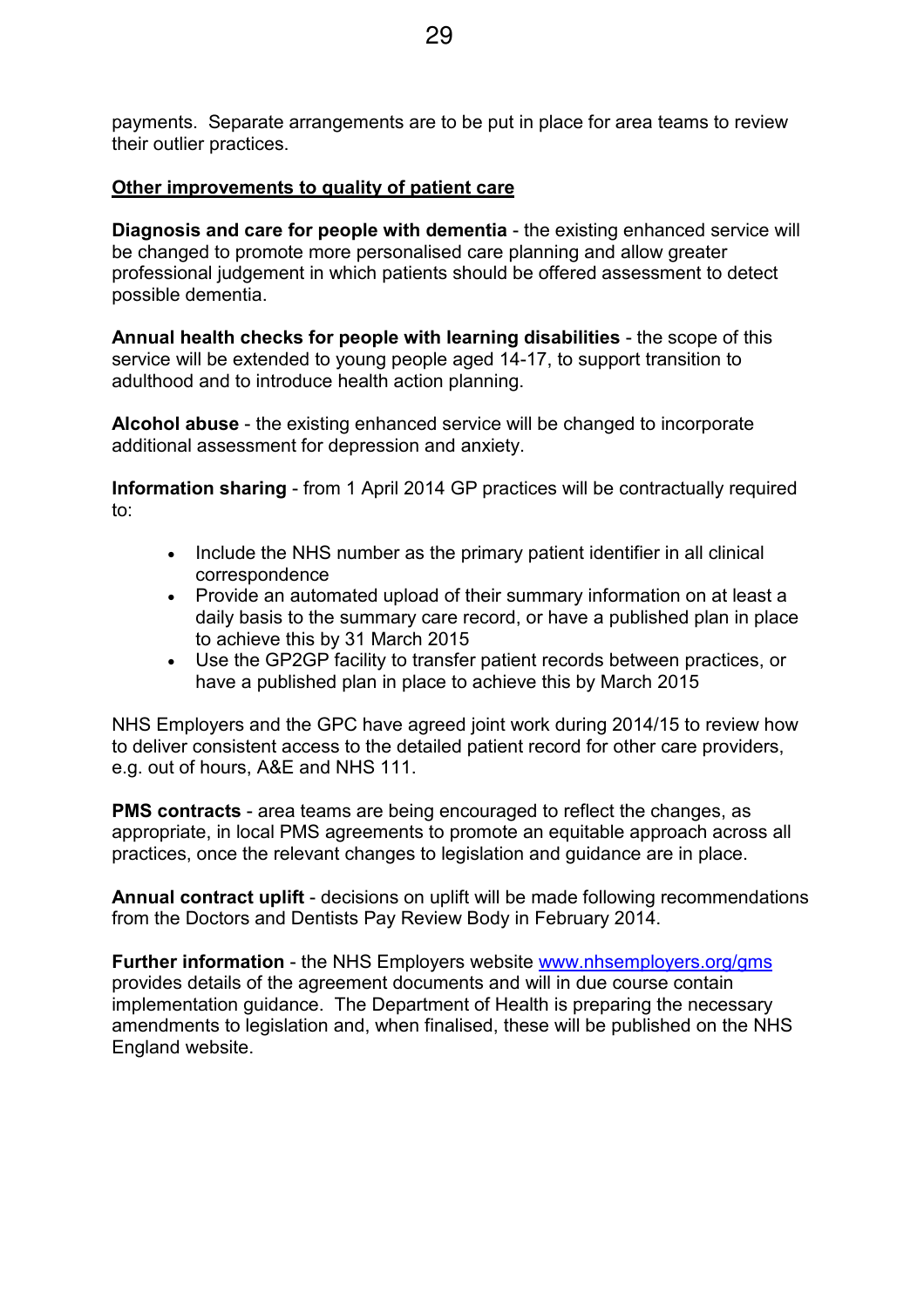payments. Separate arrangements are to be put in place for area teams to review their outlier practices.

**Other improvements to quality of patient care**

**Diagnosis and care for people with dementia** - the existing enhanced service will be changed to promote more personalised care planning and allow greater professional judgement in which patients should be offered assessment to detect possible dementia.

**Annual health checks for people with learning disabilities** - the scope of this service will be extended to young people aged 14-17, to support transition to adulthood and to introduce health action planning.

**Alcohol abuse** - the existing enhanced service will be changed to incorporate additional assessment for depression and anxiety.

**Information sharing** - from 1 April 2014 GP practices will be contractually required to:

- Include the NHS number as the primary patient identifier in all clinical correspondence
- Provide an automated upload of their summary information on at least a daily basis to the summary care record, or have a published plan in place to achieve this by 31 March 2015
- Use the GP2GP facility to transfer patient records between practices, or have a published plan in place to achieve this by March 2015

NHS Employers and the GPC have agreed joint work during 2014/15 to review how to deliver consistent access to the detailed patient record for other care providers, e.g. out of hours, A&E and NHS 111.

**PMS contracts** - area teams are being encouraged to reflect the changes, as appropriate, in local PMS agreements to promote an equitable approach across all practices, once the relevant changes to legislation and guidance are in place.

**Annual contract uplift** - decisions on uplift will be made following recommendations from the Doctors and Dentists Pay Review Body in February 2014.

**Further information** - the NHS Employers website [www.nhsemployers.org/gms](http://www.nhsemployers.org/gms) provides details of the agreement documents and will in due course contain implementation guidance. The Department of Health is preparing the necessary amendments to legislation and, when finalised, these will be published on the NHS England website.